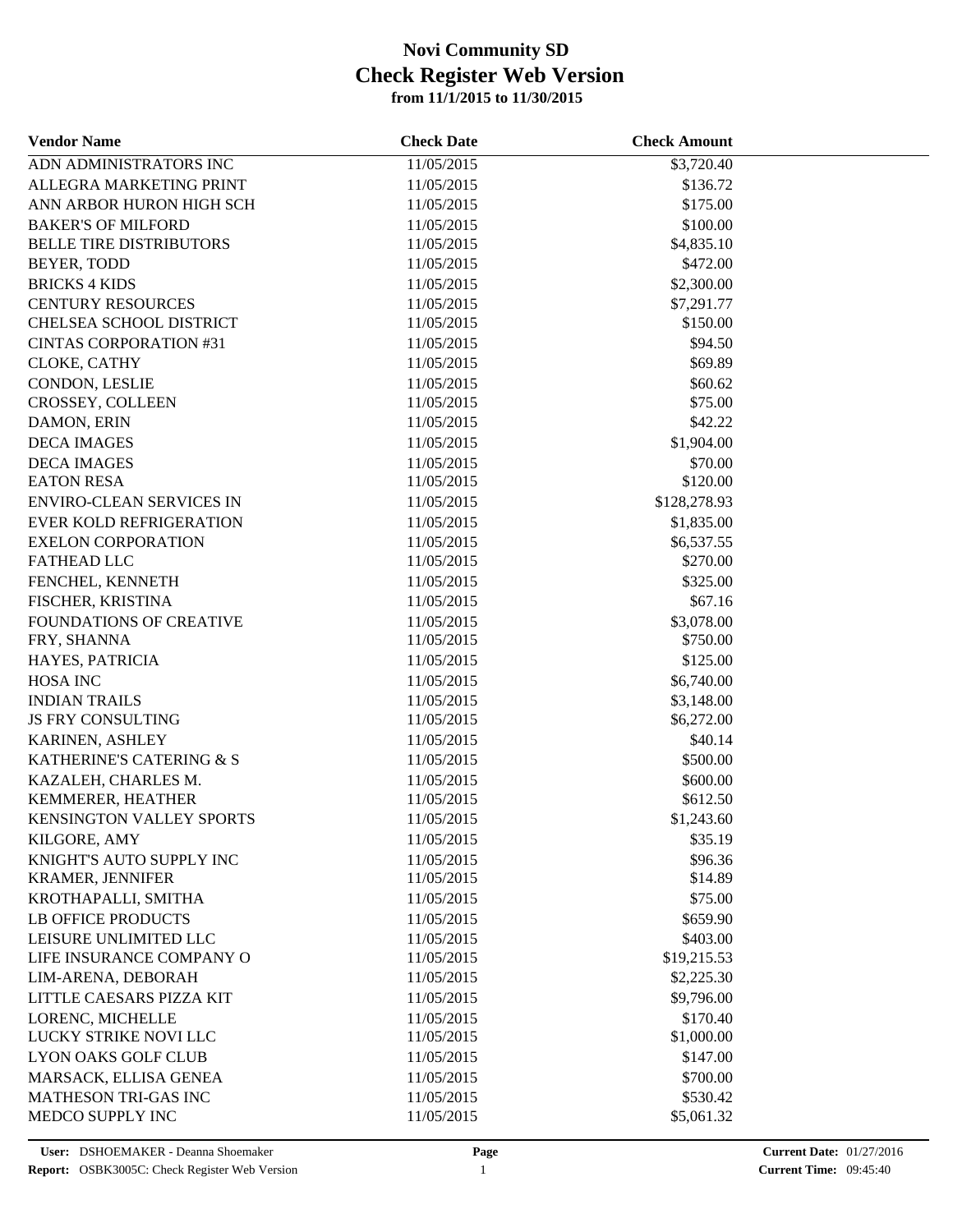# Novi Community SD
## Check Register Web Version
### from 11/1/2015 to 11/30/2015

| Vendor Name | Check Date | Check Amount |
|---|---|---|
| ADN ADMINISTRATORS INC | 11/05/2015 | $3,720.40 |
| ALLEGRA MARKETING PRINT | 11/05/2015 | $136.72 |
| ANN ARBOR HURON HIGH SCH | 11/05/2015 | $175.00 |
| BAKER'S OF MILFORD | 11/05/2015 | $100.00 |
| BELLE TIRE DISTRIBUTORS | 11/05/2015 | $4,835.10 |
| BEYER, TODD | 11/05/2015 | $472.00 |
| BRICKS 4 KIDS | 11/05/2015 | $2,300.00 |
| CENTURY RESOURCES | 11/05/2015 | $7,291.77 |
| CHELSEA SCHOOL DISTRICT | 11/05/2015 | $150.00 |
| CINTAS CORPORATION #31 | 11/05/2015 | $94.50 |
| CLOKE, CATHY | 11/05/2015 | $69.89 |
| CONDON, LESLIE | 11/05/2015 | $60.62 |
| CROSSEY, COLLEEN | 11/05/2015 | $75.00 |
| DAMON, ERIN | 11/05/2015 | $42.22 |
| DECA IMAGES | 11/05/2015 | $1,904.00 |
| DECA IMAGES | 11/05/2015 | $70.00 |
| EATON RESA | 11/05/2015 | $120.00 |
| ENVIRO-CLEAN SERVICES IN | 11/05/2015 | $128,278.93 |
| EVER KOLD REFRIGERATION | 11/05/2015 | $1,835.00 |
| EXELON CORPORATION | 11/05/2015 | $6,537.55 |
| FATHEAD LLC | 11/05/2015 | $270.00 |
| FENCHEL, KENNETH | 11/05/2015 | $325.00 |
| FISCHER, KRISTINA | 11/05/2015 | $67.16 |
| FOUNDATIONS OF CREATIVE | 11/05/2015 | $3,078.00 |
| FRY, SHANNA | 11/05/2015 | $750.00 |
| HAYES, PATRICIA | 11/05/2015 | $125.00 |
| HOSA INC | 11/05/2015 | $6,740.00 |
| INDIAN TRAILS | 11/05/2015 | $3,148.00 |
| JS FRY CONSULTING | 11/05/2015 | $6,272.00 |
| KARINEN, ASHLEY | 11/05/2015 | $40.14 |
| KATHERINE'S CATERING & S | 11/05/2015 | $500.00 |
| KAZALEH, CHARLES M. | 11/05/2015 | $600.00 |
| KEMMERER, HEATHER | 11/05/2015 | $612.50 |
| KENSINGTON VALLEY SPORTS | 11/05/2015 | $1,243.60 |
| KILGORE, AMY | 11/05/2015 | $35.19 |
| KNIGHT'S AUTO SUPPLY INC | 11/05/2015 | $96.36 |
| KRAMER, JENNIFER | 11/05/2015 | $14.89 |
| KROTHAPALLI, SMITHA | 11/05/2015 | $75.00 |
| LB OFFICE PRODUCTS | 11/05/2015 | $659.90 |
| LEISURE UNLIMITED LLC | 11/05/2015 | $403.00 |
| LIFE INSURANCE COMPANY O | 11/05/2015 | $19,215.53 |
| LIM-ARENA, DEBORAH | 11/05/2015 | $2,225.30 |
| LITTLE CAESARS PIZZA KIT | 11/05/2015 | $9,796.00 |
| LORENC, MICHELLE | 11/05/2015 | $170.40 |
| LUCKY STRIKE NOVI LLC | 11/05/2015 | $1,000.00 |
| LYON OAKS GOLF CLUB | 11/05/2015 | $147.00 |
| MARSACK, ELLISA GENEA | 11/05/2015 | $700.00 |
| MATHESON TRI-GAS INC | 11/05/2015 | $530.42 |
| MEDCO SUPPLY INC | 11/05/2015 | $5,061.32 |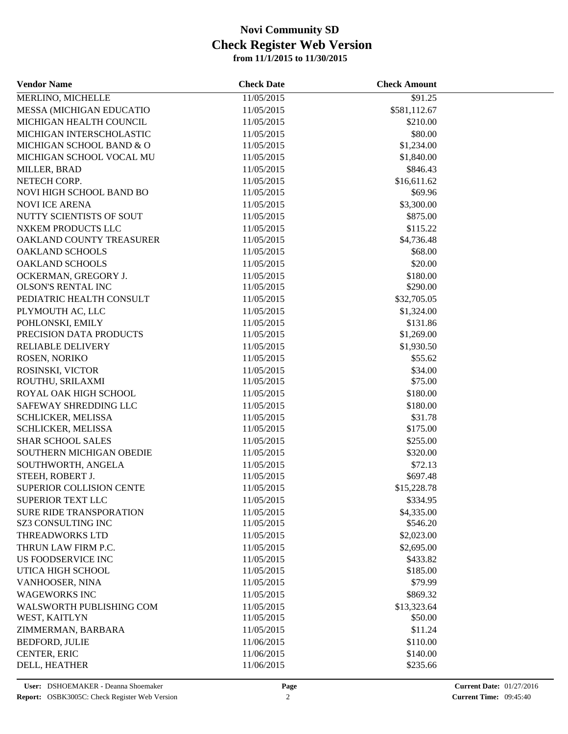# Novi Community SD
# Check Register Web Version
**from 11/1/2015 to 11/30/2015**

| Vendor Name | Check Date | Check Amount |
|---|---|---|
| MERLINO, MICHELLE | 11/05/2015 | $91.25 |
| MESSA (MICHIGAN EDUCATIO | 11/05/2015 | $581,112.67 |
| MICHIGAN HEALTH COUNCIL | 11/05/2015 | $210.00 |
| MICHIGAN INTERSCHOLASTIC | 11/05/2015 | $80.00 |
| MICHIGAN SCHOOL BAND & O | 11/05/2015 | $1,234.00 |
| MICHIGAN SCHOOL VOCAL MU | 11/05/2015 | $1,840.00 |
| MILLER, BRAD | 11/05/2015 | $846.43 |
| NETECH CORP. | 11/05/2015 | $16,611.62 |
| NOVI HIGH SCHOOL BAND BO | 11/05/2015 | $69.96 |
| NOVI ICE ARENA | 11/05/2015 | $3,300.00 |
| NUTTY SCIENTISTS OF SOUT | 11/05/2015 | $875.00 |
| NXKEM PRODUCTS LLC | 11/05/2015 | $115.22 |
| OAKLAND COUNTY TREASURER | 11/05/2015 | $4,736.48 |
| OAKLAND SCHOOLS | 11/05/2015 | $68.00 |
| OAKLAND SCHOOLS | 11/05/2015 | $20.00 |
| OCKERMAN, GREGORY J. | 11/05/2015 | $180.00 |
| OLSON'S RENTAL INC | 11/05/2015 | $290.00 |
| PEDIATRIC HEALTH CONSULT | 11/05/2015 | $32,705.05 |
| PLYMOUTH AC, LLC | 11/05/2015 | $1,324.00 |
| POHLONSKI, EMILY | 11/05/2015 | $131.86 |
| PRECISION DATA PRODUCTS | 11/05/2015 | $1,269.00 |
| RELIABLE DELIVERY | 11/05/2015 | $1,930.50 |
| ROSEN, NORIKO | 11/05/2015 | $55.62 |
| ROSINSKI, VICTOR | 11/05/2015 | $34.00 |
| ROUTHU, SRILAXMI | 11/05/2015 | $75.00 |
| ROYAL OAK HIGH SCHOOL | 11/05/2015 | $180.00 |
| SAFEWAY SHREDDING LLC | 11/05/2015 | $180.00 |
| SCHLICKER, MELISSA | 11/05/2015 | $31.78 |
| SCHLICKER, MELISSA | 11/05/2015 | $175.00 |
| SHAR SCHOOL SALES | 11/05/2015 | $255.00 |
| SOUTHERN MICHIGAN OBEDIE | 11/05/2015 | $320.00 |
| SOUTHWORTH, ANGELA | 11/05/2015 | $72.13 |
| STEEH, ROBERT J. | 11/05/2015 | $697.48 |
| SUPERIOR COLLISION CENTE | 11/05/2015 | $15,228.78 |
| SUPERIOR TEXT LLC | 11/05/2015 | $334.95 |
| SURE RIDE TRANSPORATION | 11/05/2015 | $4,335.00 |
| SZ3 CONSULTING INC | 11/05/2015 | $546.20 |
| THREADWORKS LTD | 11/05/2015 | $2,023.00 |
| THRUN LAW FIRM P.C. | 11/05/2015 | $2,695.00 |
| US FOODSERVICE INC | 11/05/2015 | $433.82 |
| UTICA HIGH SCHOOL | 11/05/2015 | $185.00 |
| VANHOOSER, NINA | 11/05/2015 | $79.99 |
| WAGEWORKS INC | 11/05/2015 | $869.32 |
| WALSWORTH PUBLISHING COM | 11/05/2015 | $13,323.64 |
| WEST, KAITLYN | 11/05/2015 | $50.00 |
| ZIMMERMAN, BARBARA | 11/05/2015 | $11.24 |
| BEDFORD, JULIE | 11/06/2015 | $110.00 |
| CENTER, ERIC | 11/06/2015 | $140.00 |
| DELL, HEATHER | 11/06/2015 | $235.66 |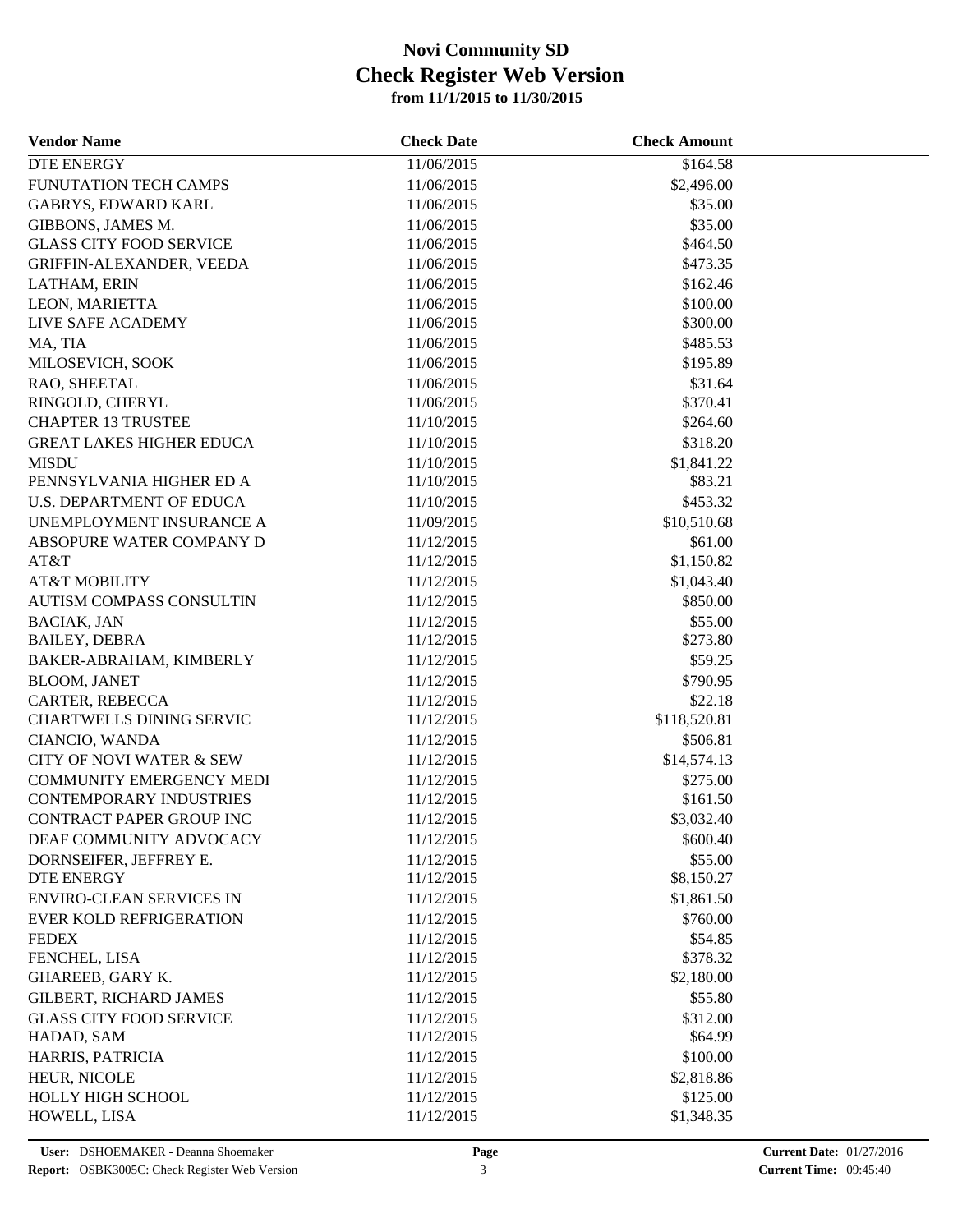# Novi Community SD
# Check Register Web Version
**from 11/1/2015 to 11/30/2015**

| Vendor Name | Check Date | Check Amount |
|---|---|---|
| DTE ENERGY | 11/06/2015 | $164.58 |
| FUNUTATION TECH CAMPS | 11/06/2015 | $2,496.00 |
| GABRYS, EDWARD KARL | 11/06/2015 | $35.00 |
| GIBBONS, JAMES M. | 11/06/2015 | $35.00 |
| GLASS CITY FOOD SERVICE | 11/06/2015 | $464.50 |
| GRIFFIN-ALEXANDER, VEEDA | 11/06/2015 | $473.35 |
| LATHAM, ERIN | 11/06/2015 | $162.46 |
| LEON, MARIETTA | 11/06/2015 | $100.00 |
| LIVE SAFE ACADEMY | 11/06/2015 | $300.00 |
| MA, TIA | 11/06/2015 | $485.53 |
| MILOSEVICH, SOOK | 11/06/2015 | $195.89 |
| RAO, SHEETAL | 11/06/2015 | $31.64 |
| RINGOLD, CHERYL | 11/06/2015 | $370.41 |
| CHAPTER 13 TRUSTEE | 11/10/2015 | $264.60 |
| GREAT LAKES HIGHER EDUCA | 11/10/2015 | $318.20 |
| MISDU | 11/10/2015 | $1,841.22 |
| PENNSYLVANIA HIGHER ED A | 11/10/2015 | $83.21 |
| U.S. DEPARTMENT OF EDUCA | 11/10/2015 | $453.32 |
| UNEMPLOYMENT INSURANCE A | 11/09/2015 | $10,510.68 |
| ABSOPURE WATER COMPANY D | 11/12/2015 | $61.00 |
| AT&T | 11/12/2015 | $1,150.82 |
| AT&T MOBILITY | 11/12/2015 | $1,043.40 |
| AUTISM COMPASS CONSULTIN | 11/12/2015 | $850.00 |
| BACIAK, JAN | 11/12/2015 | $55.00 |
| BAILEY, DEBRA | 11/12/2015 | $273.80 |
| BAKER-ABRAHAM, KIMBERLY | 11/12/2015 | $59.25 |
| BLOOM, JANET | 11/12/2015 | $790.95 |
| CARTER, REBECCA | 11/12/2015 | $22.18 |
| CHARTWELLS DINING SERVIC | 11/12/2015 | $118,520.81 |
| CIANCIO, WANDA | 11/12/2015 | $506.81 |
| CITY OF NOVI WATER & SEW | 11/12/2015 | $14,574.13 |
| COMMUNITY EMERGENCY MEDI | 11/12/2015 | $275.00 |
| CONTEMPORARY INDUSTRIES | 11/12/2015 | $161.50 |
| CONTRACT PAPER GROUP INC | 11/12/2015 | $3,032.40 |
| DEAF COMMUNITY ADVOCACY | 11/12/2015 | $600.40 |
| DORNSEIFER, JEFFREY E. | 11/12/2015 | $55.00 |
| DTE ENERGY | 11/12/2015 | $8,150.27 |
| ENVIRO-CLEAN SERVICES IN | 11/12/2015 | $1,861.50 |
| EVER KOLD REFRIGERATION | 11/12/2015 | $760.00 |
| FEDEX | 11/12/2015 | $54.85 |
| FENCHEL, LISA | 11/12/2015 | $378.32 |
| GHAREEB, GARY K. | 11/12/2015 | $2,180.00 |
| GILBERT, RICHARD JAMES | 11/12/2015 | $55.80 |
| GLASS CITY FOOD SERVICE | 11/12/2015 | $312.00 |
| HADAD, SAM | 11/12/2015 | $64.99 |
| HARRIS, PATRICIA | 11/12/2015 | $100.00 |
| HEUR, NICOLE | 11/12/2015 | $2,818.86 |
| HOLLY HIGH SCHOOL | 11/12/2015 | $125.00 |
| HOWELL, LISA | 11/12/2015 | $1,348.35 |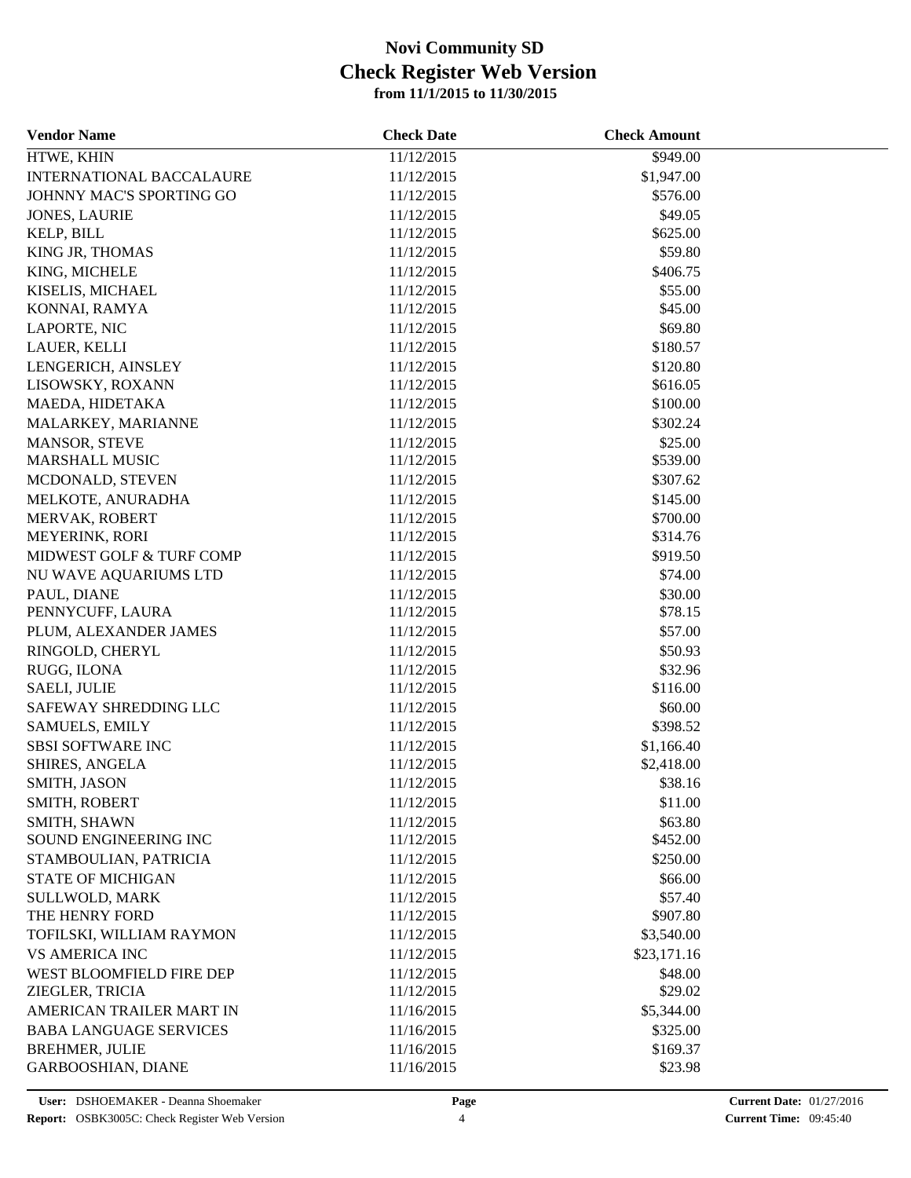# Novi Community SD
# Check Register Web Version
**from 11/1/2015 to 11/30/2015**

| Vendor Name | Check Date | Check Amount |
|---|---|---|
| HTWE, KHIN | 11/12/2015 | $949.00 |
| INTERNATIONAL BACCALAURE | 11/12/2015 | $1,947.00 |
| JOHNNY MAC'S SPORTING GO | 11/12/2015 | $576.00 |
| JONES, LAURIE | 11/12/2015 | $49.05 |
| KELP, BILL | 11/12/2015 | $625.00 |
| KING JR, THOMAS | 11/12/2015 | $59.80 |
| KING, MICHELE | 11/12/2015 | $406.75 |
| KISELIS, MICHAEL | 11/12/2015 | $55.00 |
| KONNAI, RAMYA | 11/12/2015 | $45.00 |
| LAPORTE, NIC | 11/12/2015 | $69.80 |
| LAUER, KELLI | 11/12/2015 | $180.57 |
| LENGERICH, AINSLEY | 11/12/2015 | $120.80 |
| LISOWSKY, ROXANN | 11/12/2015 | $616.05 |
| MAEDA, HIDETAKA | 11/12/2015 | $100.00 |
| MALARKEY, MARIANNE | 11/12/2015 | $302.24 |
| MANSOR, STEVE | 11/12/2015 | $25.00 |
| MARSHALL MUSIC | 11/12/2015 | $539.00 |
| MCDONALD, STEVEN | 11/12/2015 | $307.62 |
| MELKOTE, ANURADHA | 11/12/2015 | $145.00 |
| MERVAK, ROBERT | 11/12/2015 | $700.00 |
| MEYERINK, RORI | 11/12/2015 | $314.76 |
| MIDWEST GOLF & TURF COMP | 11/12/2015 | $919.50 |
| NU WAVE AQUARIUMS LTD | 11/12/2015 | $74.00 |
| PAUL, DIANE | 11/12/2015 | $30.00 |
| PENNYCUFF, LAURA | 11/12/2015 | $78.15 |
| PLUM, ALEXANDER JAMES | 11/12/2015 | $57.00 |
| RINGOLD, CHERYL | 11/12/2015 | $50.93 |
| RUGG, ILONA | 11/12/2015 | $32.96 |
| SAELI, JULIE | 11/12/2015 | $116.00 |
| SAFEWAY SHREDDING LLC | 11/12/2015 | $60.00 |
| SAMUELS, EMILY | 11/12/2015 | $398.52 |
| SBSI SOFTWARE INC | 11/12/2015 | $1,166.40 |
| SHIRES, ANGELA | 11/12/2015 | $2,418.00 |
| SMITH, JASON | 11/12/2015 | $38.16 |
| SMITH, ROBERT | 11/12/2015 | $11.00 |
| SMITH, SHAWN | 11/12/2015 | $63.80 |
| SOUND ENGINEERING INC | 11/12/2015 | $452.00 |
| STAMBOULIAN, PATRICIA | 11/12/2015 | $250.00 |
| STATE OF MICHIGAN | 11/12/2015 | $66.00 |
| SULLWOLD, MARK | 11/12/2015 | $57.40 |
| THE HENRY FORD | 11/12/2015 | $907.80 |
| TOFILSKI, WILLIAM RAYMON | 11/12/2015 | $3,540.00 |
| VS AMERICA INC | 11/12/2015 | $23,171.16 |
| WEST BLOOMFIELD FIRE DEP | 11/12/2015 | $48.00 |
| ZIEGLER, TRICIA | 11/12/2015 | $29.02 |
| AMERICAN TRAILER MART IN | 11/16/2015 | $5,344.00 |
| BABA LANGUAGE SERVICES | 11/16/2015 | $325.00 |
| BREHMER, JULIE | 11/16/2015 | $169.37 |
| GARBOOSHIAN, DIANE | 11/16/2015 | $23.98 |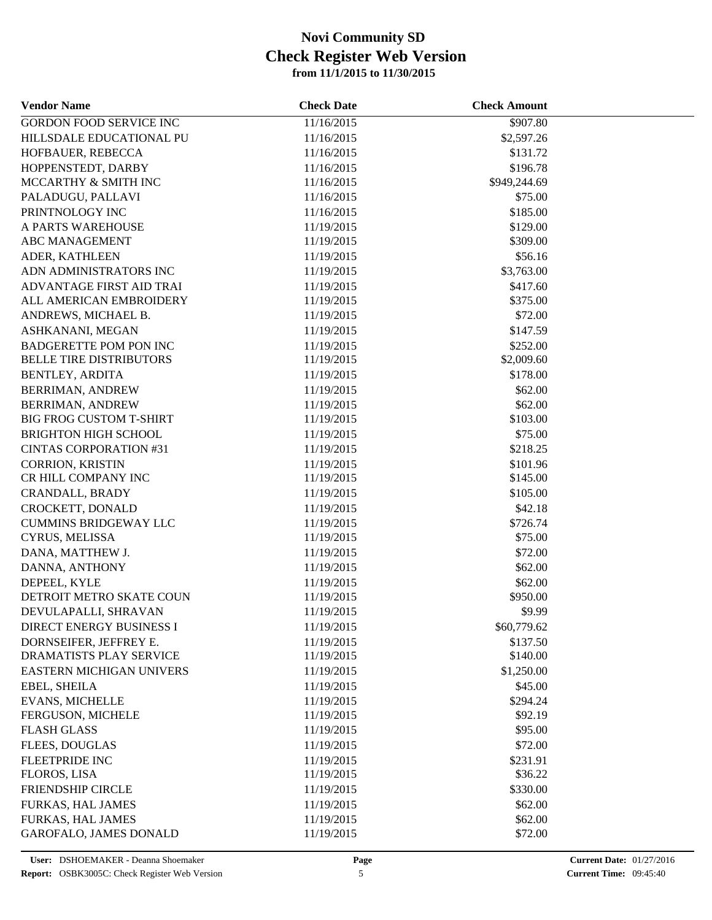# Novi Community SD
## Check Register Web Version
### from 11/1/2015 to 11/30/2015

| Vendor Name | Check Date | Check Amount |
|---|---|---|
| GORDON FOOD SERVICE INC | 11/16/2015 | $907.80 |
| HILLSDALE EDUCATIONAL PU | 11/16/2015 | $2,597.26 |
| HOFBAUER, REBECCA | 11/16/2015 | $131.72 |
| HOPPENSTEDT, DARBY | 11/16/2015 | $196.78 |
| MCCARTHY & SMITH INC | 11/16/2015 | $949,244.69 |
| PALADUGU, PALLAVI | 11/16/2015 | $75.00 |
| PRINTNOLOGY INC | 11/16/2015 | $185.00 |
| A PARTS WAREHOUSE | 11/19/2015 | $129.00 |
| ABC MANAGEMENT | 11/19/2015 | $309.00 |
| ADER, KATHLEEN | 11/19/2015 | $56.16 |
| ADN ADMINISTRATORS INC | 11/19/2015 | $3,763.00 |
| ADVANTAGE FIRST AID TRAI | 11/19/2015 | $417.60 |
| ALL AMERICAN EMBROIDERY | 11/19/2015 | $375.00 |
| ANDREWS, MICHAEL B. | 11/19/2015 | $72.00 |
| ASHKANANI, MEGAN | 11/19/2015 | $147.59 |
| BADGERETTE POM PON INC | 11/19/2015 | $252.00 |
| BELLE TIRE DISTRIBUTORS | 11/19/2015 | $2,009.60 |
| BENTLEY, ARDITA | 11/19/2015 | $178.00 |
| BERRIMAN, ANDREW | 11/19/2015 | $62.00 |
| BERRIMAN, ANDREW | 11/19/2015 | $62.00 |
| BIG FROG CUSTOM T-SHIRT | 11/19/2015 | $103.00 |
| BRIGHTON HIGH SCHOOL | 11/19/2015 | $75.00 |
| CINTAS CORPORATION #31 | 11/19/2015 | $218.25 |
| CORRION, KRISTIN | 11/19/2015 | $101.96 |
| CR HILL COMPANY INC | 11/19/2015 | $145.00 |
| CRANDALL, BRADY | 11/19/2015 | $105.00 |
| CROCKETT, DONALD | 11/19/2015 | $42.18 |
| CUMMINS BRIDGEWAY LLC | 11/19/2015 | $726.74 |
| CYRUS, MELISSA | 11/19/2015 | $75.00 |
| DANA, MATTHEW J. | 11/19/2015 | $72.00 |
| DANNA, ANTHONY | 11/19/2015 | $62.00 |
| DEPEEL, KYLE | 11/19/2015 | $62.00 |
| DETROIT METRO SKATE COUN | 11/19/2015 | $950.00 |
| DEVULAPALLI, SHRAVAN | 11/19/2015 | $9.99 |
| DIRECT ENERGY BUSINESS I | 11/19/2015 | $60,779.62 |
| DORNSEIFER, JEFFREY E. | 11/19/2015 | $137.50 |
| DRAMATISTS PLAY SERVICE | 11/19/2015 | $140.00 |
| EASTERN MICHIGAN UNIVERS | 11/19/2015 | $1,250.00 |
| EBEL, SHEILA | 11/19/2015 | $45.00 |
| EVANS, MICHELLE | 11/19/2015 | $294.24 |
| FERGUSON, MICHELE | 11/19/2015 | $92.19 |
| FLASH GLASS | 11/19/2015 | $95.00 |
| FLEES, DOUGLAS | 11/19/2015 | $72.00 |
| FLEETPRIDE INC | 11/19/2015 | $231.91 |
| FLOROS, LISA | 11/19/2015 | $36.22 |
| FRIENDSHIP CIRCLE | 11/19/2015 | $330.00 |
| FURKAS, HAL JAMES | 11/19/2015 | $62.00 |
| FURKAS, HAL JAMES | 11/19/2015 | $62.00 |
| GAROFALO, JAMES DONALD | 11/19/2015 | $72.00 |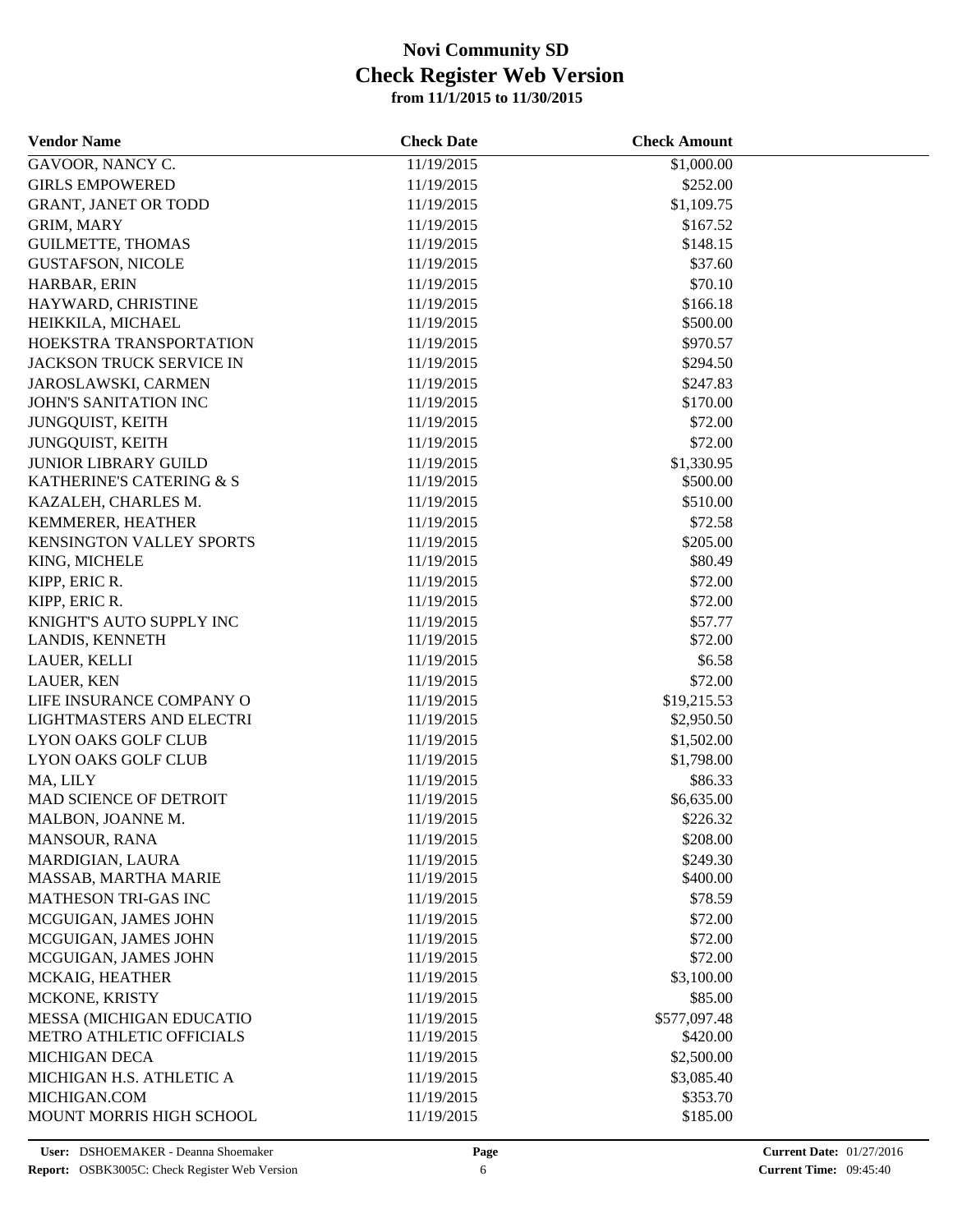# Novi Community SD
## Check Register Web Version
### from 11/1/2015 to 11/30/2015

| Vendor Name | Check Date | Check Amount |
|---|---|---|
| GAVOOR, NANCY C. | 11/19/2015 | $1,000.00 |
| GIRLS EMPOWERED | 11/19/2015 | $252.00 |
| GRANT, JANET OR TODD | 11/19/2015 | $1,109.75 |
| GRIM, MARY | 11/19/2015 | $167.52 |
| GUILMETTE, THOMAS | 11/19/2015 | $148.15 |
| GUSTAFSON, NICOLE | 11/19/2015 | $37.60 |
| HARBAR, ERIN | 11/19/2015 | $70.10 |
| HAYWARD, CHRISTINE | 11/19/2015 | $166.18 |
| HEIKKILA, MICHAEL | 11/19/2015 | $500.00 |
| HOEKSTRA TRANSPORTATION | 11/19/2015 | $970.57 |
| JACKSON TRUCK SERVICE IN | 11/19/2015 | $294.50 |
| JAROSLAWSKI, CARMEN | 11/19/2015 | $247.83 |
| JOHN'S SANITATION INC | 11/19/2015 | $170.00 |
| JUNGQUIST, KEITH | 11/19/2015 | $72.00 |
| JUNGQUIST, KEITH | 11/19/2015 | $72.00 |
| JUNIOR LIBRARY GUILD | 11/19/2015 | $1,330.95 |
| KATHERINE'S CATERING & S | 11/19/2015 | $500.00 |
| KAZALEH, CHARLES M. | 11/19/2015 | $510.00 |
| KEMMERER, HEATHER | 11/19/2015 | $72.58 |
| KENSINGTON VALLEY SPORTS | 11/19/2015 | $205.00 |
| KING, MICHELE | 11/19/2015 | $80.49 |
| KIPP, ERIC R. | 11/19/2015 | $72.00 |
| KIPP, ERIC R. | 11/19/2015 | $72.00 |
| KNIGHT'S AUTO SUPPLY INC | 11/19/2015 | $57.77 |
| LANDIS, KENNETH | 11/19/2015 | $72.00 |
| LAUER, KELLI | 11/19/2015 | $6.58 |
| LAUER, KEN | 11/19/2015 | $72.00 |
| LIFE INSURANCE COMPANY O | 11/19/2015 | $19,215.53 |
| LIGHTMASTERS AND ELECTRI | 11/19/2015 | $2,950.50 |
| LYON OAKS GOLF CLUB | 11/19/2015 | $1,502.00 |
| LYON OAKS GOLF CLUB | 11/19/2015 | $1,798.00 |
| MA, LILY | 11/19/2015 | $86.33 |
| MAD SCIENCE OF DETROIT | 11/19/2015 | $6,635.00 |
| MALBON, JOANNE M. | 11/19/2015 | $226.32 |
| MANSOUR, RANA | 11/19/2015 | $208.00 |
| MARDIGIAN, LAURA | 11/19/2015 | $249.30 |
| MASSAB, MARTHA MARIE | 11/19/2015 | $400.00 |
| MATHESON TRI-GAS INC | 11/19/2015 | $78.59 |
| MCGUIGAN, JAMES JOHN | 11/19/2015 | $72.00 |
| MCGUIGAN, JAMES JOHN | 11/19/2015 | $72.00 |
| MCGUIGAN, JAMES JOHN | 11/19/2015 | $72.00 |
| MCKAIG, HEATHER | 11/19/2015 | $3,100.00 |
| MCKONE, KRISTY | 11/19/2015 | $85.00 |
| MESSA (MICHIGAN EDUCATIO | 11/19/2015 | $577,097.48 |
| METRO ATHLETIC OFFICIALS | 11/19/2015 | $420.00 |
| MICHIGAN DECA | 11/19/2015 | $2,500.00 |
| MICHIGAN H.S. ATHLETIC A | 11/19/2015 | $3,085.40 |
| MICHIGAN.COM | 11/19/2015 | $353.70 |
| MOUNT MORRIS HIGH SCHOOL | 11/19/2015 | $185.00 |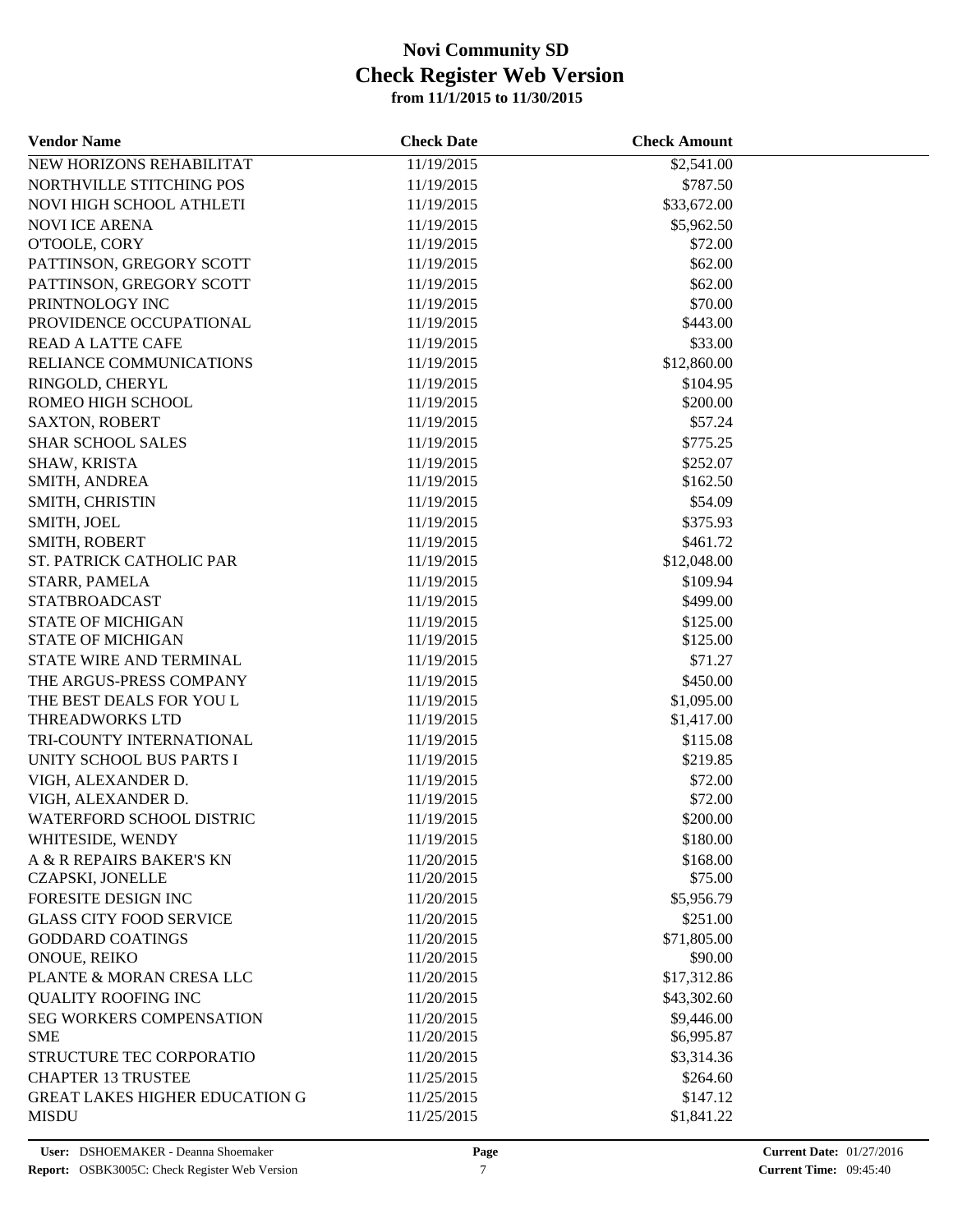# Novi Community SD
## Check Register Web Version
### from 11/1/2015 to 11/30/2015

| Vendor Name | Check Date | Check Amount |
|---|---|---|
| NEW HORIZONS REHABILITAT | 11/19/2015 | $2,541.00 |
| NORTHVILLE STITCHING POS | 11/19/2015 | $787.50 |
| NOVI HIGH SCHOOL ATHLETI | 11/19/2015 | $33,672.00 |
| NOVI ICE ARENA | 11/19/2015 | $5,962.50 |
| O'TOOLE, CORY | 11/19/2015 | $72.00 |
| PATTINSON, GREGORY SCOTT | 11/19/2015 | $62.00 |
| PATTINSON, GREGORY SCOTT | 11/19/2015 | $62.00 |
| PRINTNOLOGY INC | 11/19/2015 | $70.00 |
| PROVIDENCE OCCUPATIONAL | 11/19/2015 | $443.00 |
| READ A LATTE CAFE | 11/19/2015 | $33.00 |
| RELIANCE COMMUNICATIONS | 11/19/2015 | $12,860.00 |
| RINGOLD, CHERYL | 11/19/2015 | $104.95 |
| ROMEO HIGH SCHOOL | 11/19/2015 | $200.00 |
| SAXTON, ROBERT | 11/19/2015 | $57.24 |
| SHAR SCHOOL SALES | 11/19/2015 | $775.25 |
| SHAW, KRISTA | 11/19/2015 | $252.07 |
| SMITH, ANDREA | 11/19/2015 | $162.50 |
| SMITH, CHRISTIN | 11/19/2015 | $54.09 |
| SMITH, JOEL | 11/19/2015 | $375.93 |
| SMITH, ROBERT | 11/19/2015 | $461.72 |
| ST. PATRICK CATHOLIC PAR | 11/19/2015 | $12,048.00 |
| STARR, PAMELA | 11/19/2015 | $109.94 |
| STATBROADCAST | 11/19/2015 | $499.00 |
| STATE OF MICHIGAN | 11/19/2015 | $125.00 |
| STATE OF MICHIGAN | 11/19/2015 | $125.00 |
| STATE WIRE AND TERMINAL | 11/19/2015 | $71.27 |
| THE ARGUS-PRESS COMPANY | 11/19/2015 | $450.00 |
| THE BEST DEALS FOR YOU L | 11/19/2015 | $1,095.00 |
| THREADWORKS LTD | 11/19/2015 | $1,417.00 |
| TRI-COUNTY INTERNATIONAL | 11/19/2015 | $115.08 |
| UNITY SCHOOL BUS PARTS I | 11/19/2015 | $219.85 |
| VIGH, ALEXANDER D. | 11/19/2015 | $72.00 |
| VIGH, ALEXANDER D. | 11/19/2015 | $72.00 |
| WATERFORD SCHOOL DISTRIC | 11/19/2015 | $200.00 |
| WHITESIDE, WENDY | 11/19/2015 | $180.00 |
| A & R REPAIRS BAKER'S KN | 11/20/2015 | $168.00 |
| CZAPSKI, JONELLE | 11/20/2015 | $75.00 |
| FORESITE DESIGN INC | 11/20/2015 | $5,956.79 |
| GLASS CITY FOOD SERVICE | 11/20/2015 | $251.00 |
| GODDARD COATINGS | 11/20/2015 | $71,805.00 |
| ONOUE, REIKO | 11/20/2015 | $90.00 |
| PLANTE & MORAN CRESA LLC | 11/20/2015 | $17,312.86 |
| QUALITY ROOFING INC | 11/20/2015 | $43,302.60 |
| SEG WORKERS COMPENSATION | 11/20/2015 | $9,446.00 |
| SME | 11/20/2015 | $6,995.87 |
| STRUCTURE TEC CORPORATIO | 11/20/2015 | $3,314.36 |
| CHAPTER 13 TRUSTEE | 11/25/2015 | $264.60 |
| GREAT LAKES HIGHER EDUCATION G | 11/25/2015 | $147.12 |
| MISDU | 11/25/2015 | $1,841.22 |

**User:** DSHOEMAKER - Deanna Shoemaker
**Report:** OSBK3005C: Check Register Web Version
**Current Date:** 01/27/2016
**Current Time:** 09:45:40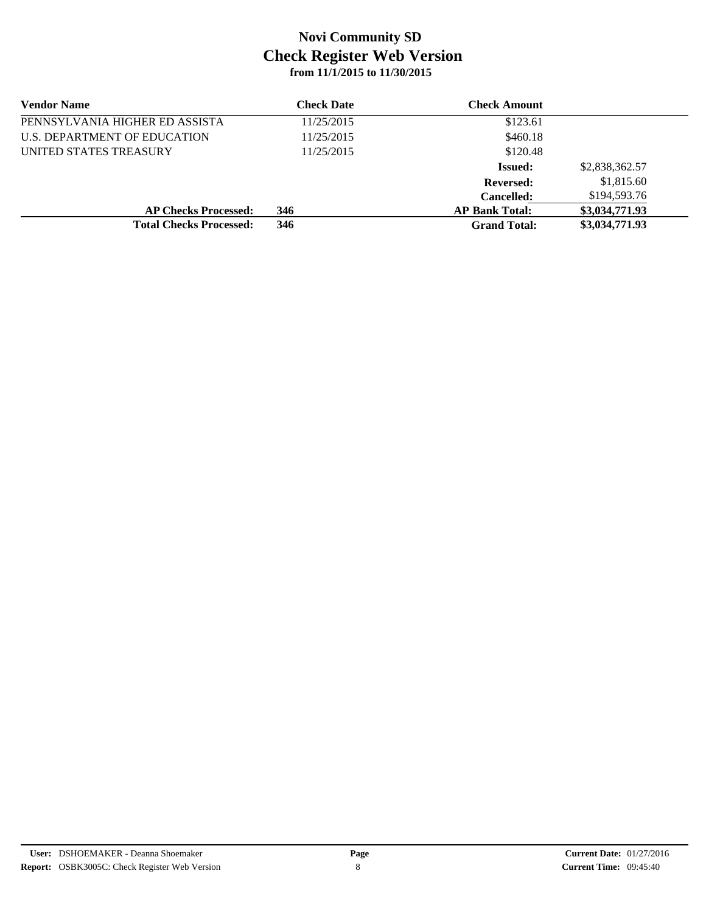# Novi Community SD
## Check Register Web Version
### from 11/1/2015 to 11/30/2015

| Vendor Name | Check Date | Check Amount | |
|---|---|---|---|
| PENNSYLVANIA HIGHER ED ASSISTA | 11/25/2015 | $123.61 | |
| U.S. DEPARTMENT OF EDUCATION | 11/25/2015 | $460.18 | |
| UNITED STATES TREASURY | 11/25/2015 | $120.48 | |
| | | **Issued:** | $2,838,362.57 |
| | | **Reversed:** | $1,815.60 |
| | | **Cancelled:** | $194,593.76 |
| **AP Checks Processed:** | **346** | **AP Bank Total:** | **$3,034,771.93** |
| **Total Checks Processed:** | **346** | **Grand Total:** | **$3,034,771.93** |

**User:** DSHOEMAKER - Deanna Shoemaker
**Report:** OSBK3005C: Check Register Web Version
**Current Date:** 01/27/2016
**Current Time:** 09:45:40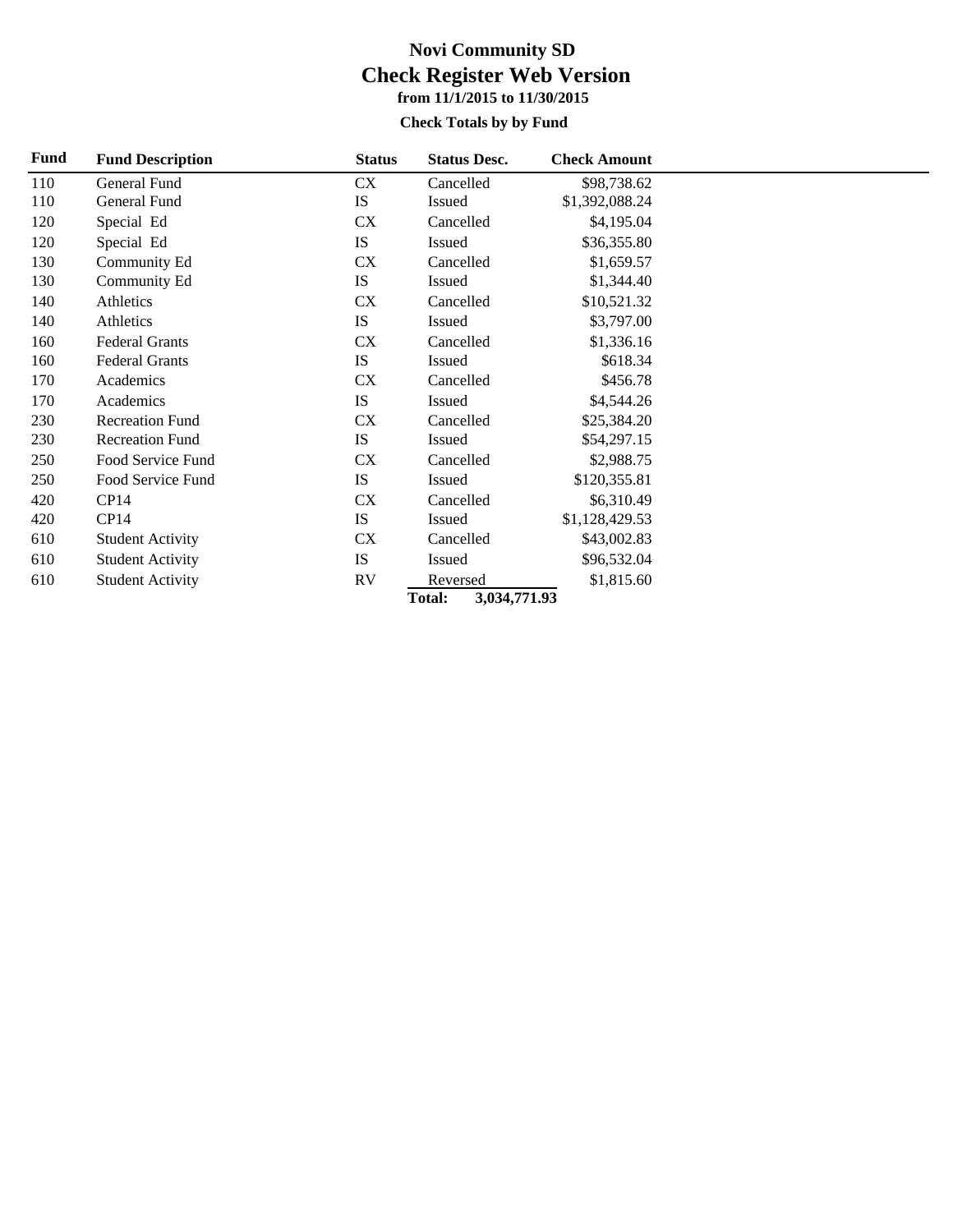# Novi Community SD
## Check Register Web Version
### from 11/1/2015 to 11/30/2015

### Check Totals by by Fund

| Fund | Fund Description | Status | Status Desc. | Check Amount |
|---|---|---|---|---|
| 110 | General Fund | CX | Cancelled | $98,738.62 |
| 110 | General Fund | IS | Issued | $1,392,088.24 |
| 120 | Special Ed | CX | Cancelled | $4,195.04 |
| 120 | Special Ed | IS | Issued | $36,355.80 |
| 130 | Community Ed | CX | Cancelled | $1,659.57 |
| 130 | Community Ed | IS | Issued | $1,344.40 |
| 140 | Athletics | CX | Cancelled | $10,521.32 |
| 140 | Athletics | IS | Issued | $3,797.00 |
| 160 | Federal Grants | CX | Cancelled | $1,336.16 |
| 160 | Federal Grants | IS | Issued | $618.34 |
| 170 | Academics | CX | Cancelled | $456.78 |
| 170 | Academics | IS | Issued | $4,544.26 |
| 230 | Recreation Fund | CX | Cancelled | $25,384.20 |
| 230 | Recreation Fund | IS | Issued | $54,297.15 |
| 250 | Food Service Fund | CX | Cancelled | $2,988.75 |
| 250 | Food Service Fund | IS | Issued | $120,355.81 |
| 420 | CP14 | CX | Cancelled | $6,310.49 |
| 420 | CP14 | IS | Issued | $1,128,429.53 |
| 610 | Student Activity | CX | Cancelled | $43,002.83 |
| 610 | Student Activity | IS | Issued | $96,532.04 |
| 610 | Student Activity | RV | Reversed | $1,815.60 |
| | | | **Total:** | **3,034,771.93** |